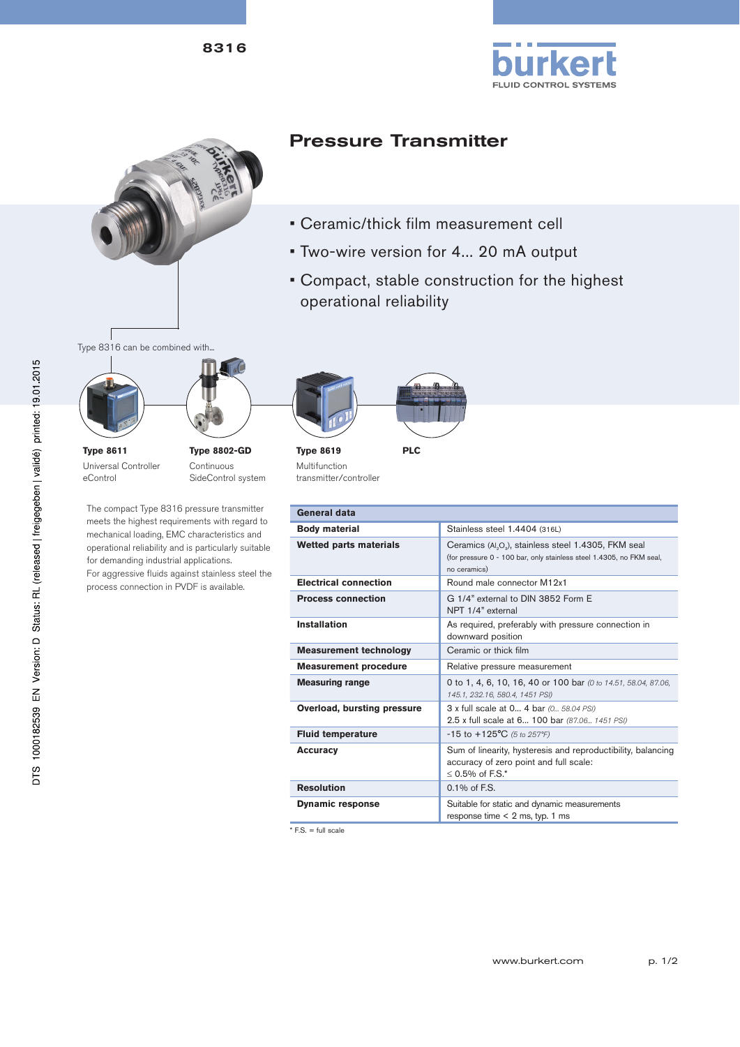8316

# Pressure Transmitter

- Ceramic/thick film measurement cell
- Two-wire version for 4... 20 mA output
- Compact, stable construction for the highest operational reliability

Type 8316 can be combined with...

**Type 8611**
Universal Controller eControl

**Type 8802-GD**
Continuous SideControl system

**Type 8619**
Multifunction transmitter/controller

**PLC**

The compact Type 8316 pressure transmitter meets the highest requirements with regard to mechanical loading, EMC characteristics and operational reliability and is particularly suitable for demanding industrial applications.
For aggressive fluids against stainless steel the process connection in PVDF is available.

| General data | |
|---|---|
| **Body material** | Stainless steel 1.4404 (316L) |
| **Wetted parts materials** | Ceramics ($Al_2O_3$), stainless steel 1.4305, FKM seal (for pressure 0 - 100 bar, only stainless steel 1.4305, no FKM seal, no ceramics) |
| **Electrical connection** | Round male connector M12x1 |
| **Process connection** | G 1/4" external to DIN 3852 Form E<br>NPT 1/4" external |
| **Installation** | As required, preferably with pressure connection in downward position |
| **Measurement technology** | Ceramic or thick film |
| **Measurement procedure** | Relative pressure measurement |
| **Measuring range** | 0 to 1, 4, 6, 10, 16, 40 or 100 bar *(0 to 14.51, 58.04, 87.06, 145.1, 232.16, 580.4, 1451 PSI)* |
| **Overload, bursting pressure** | 3 x full scale at 0... 4 bar *(0... 58.04 PSI)*<br>2.5 x full scale at 6... 100 bar *(87.06... 1451 PSI)* |
| **Fluid temperature** | -15 to +125°C *(5 to 257°F)* |
| **Accuracy** | Sum of linearity, hysteresis and reproductibility, balancing accuracy of zero point and full scale:<br>≤ 0.5% of F.S.* |
| **Resolution** | 0.1% of F.S. |
| **Dynamic response** | Suitable for static and dynamic measurements<br>response time < 2 ms, typ. 1 ms |

* F.S. = full scale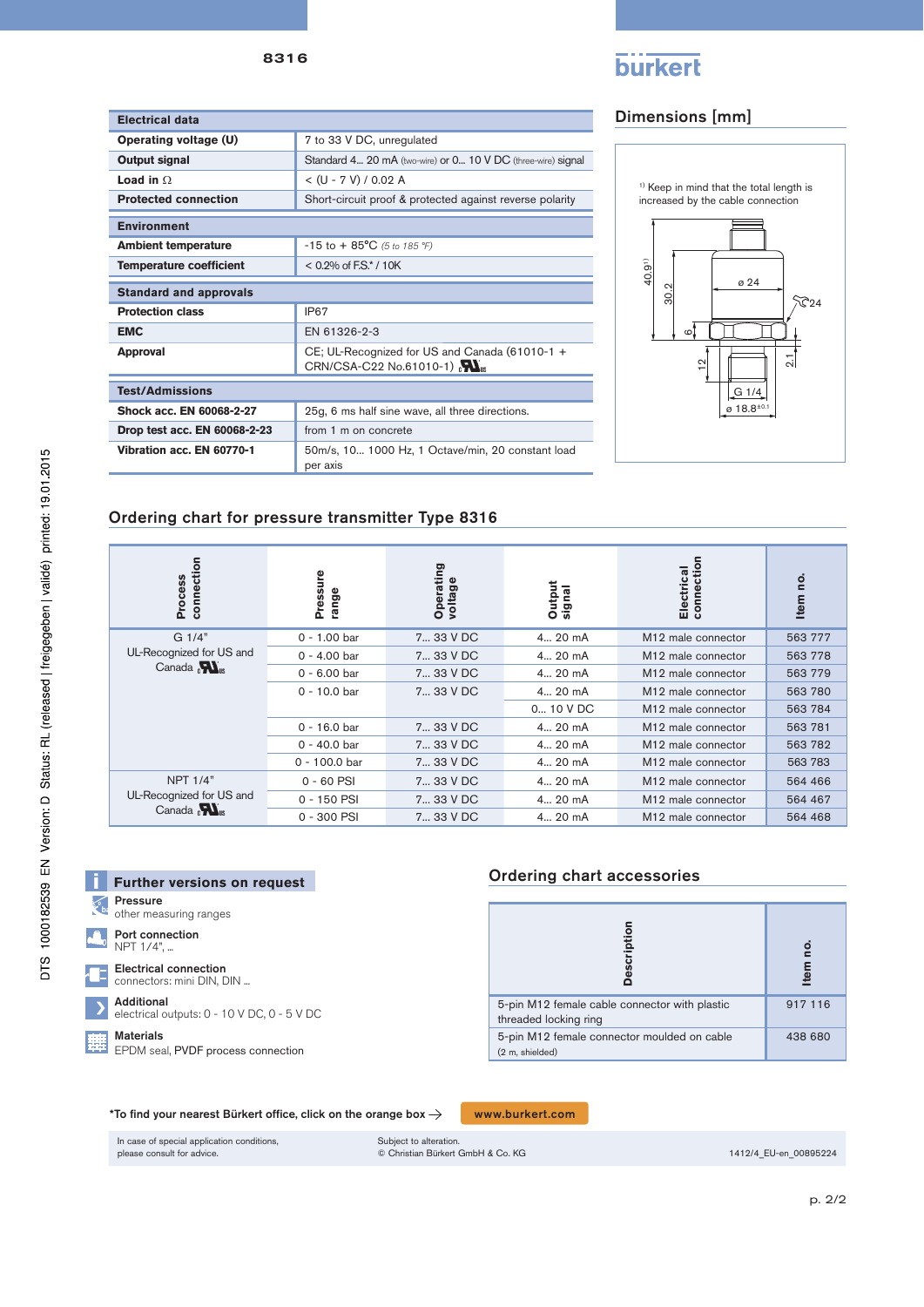| Electrical data | |
|---|---|
| **Operating voltage (U)** | 7 to 33 V DC, unregulated |
| **Output signal** | Standard 4... 20 mA (two-wire) or 0... 10 V DC (three-wire) signal |
| **Load in Ω** | < (U - 7 V) / 0.02 A |
| **Protected connection** | Short-circuit proof & protected against reverse polarity |

| Environment | |
|---|---|
| **Ambient temperature** | -15 to + 85°C (5 to 185 °F) |
| **Temperature coefficient** | < 0.2% of F.S.* / 10K |

| Standard and approvals | |
|---|---|
| **Protection class** | IP67 |
| **EMC** | EN 61326-2-3 |
| **Approval** | CE; UL-Recognized for US and Canada (61010-1 + CRN/CSA-C22 No.61010-1) |

| Test/Admissions | |
|---|---|
| **Shock acc. EN 60068-2-27** | 25g, 6 ms half sine wave, all three directions. |
| **Drop test acc. EN 60068-2-23** | from 1 m on concrete |
| **Vibration acc. EN 60770-1** | 50m/s, 10... 1000 Hz, 1 Octave/min, 20 constant load per axis |

## Dimensions [mm]

[1] Keep in mind that the total length is increased by the cable connection

40.9[1]
30.2
6
12
ø 24
24
2.1
G 1/4
ø 18.8±0.1

## Ordering chart for pressure transmitter Type 8316

| Process connection | Pressure range | Operating voltage | Output signal | Electrical connection | Item no. |
|---|---|---|---|---|---|
| G 1/4" UL-Recognized for US and Canada | 0 - 1.00 bar | 7... 33 V DC | 4... 20 mA | M12 male connector | 563 777 |
| | 0 - 4.00 bar | 7... 33 V DC | 4... 20 mA | M12 male connector | 563 778 |
| | 0 - 6.00 bar | 7... 33 V DC | 4... 20 mA | M12 male connector | 563 779 |
| | 0 - 10.0 bar | 7... 33 V DC | 4... 20 mA | M12 male connector | 563 780 |
| | | | 0... 10 V DC | M12 male connector | 563 784 |
| | 0 - 16.0 bar | 7... 33 V DC | 4... 20 mA | M12 male connector | 563 781 |
| | 0 - 40.0 bar | 7... 33 V DC | 4... 20 mA | M12 male connector | 563 782 |
| | 0 - 100.0 bar | 7... 33 V DC | 4... 20 mA | M12 male connector | 563 783 |
| NPT 1/4" UL-Recognized for US and Canada | 0 - 60 PSI | 7... 33 V DC | 4... 20 mA | M12 male connector | 564 466 |
| | 0 - 150 PSI | 7... 33 V DC | 4... 20 mA | M12 male connector | 564 467 |
| | 0 - 300 PSI | 7... 33 V DC | 4... 20 mA | M12 male connector | 564 468 |

## Further versions on request

**Pressure**
other measuring ranges

**Port connection**
NPT 1/4", ...

**Electrical connection**
connectors: mini DIN, DIN ...

**Additional**
electrical outputs: 0 - 10 V DC, 0 - 5 V DC

**Materials**
EPDM seal, PVDF process connection

## Ordering chart accessories

| Description | Item no. |
|---|---|
| 5-pin M12 female cable connector with plastic threaded locking ring | 917 116 |
| 5-pin M12 female connector moulded on cable (2 m, shielded) | 438 680 |

*To find your nearest Bürkert office, click on the orange box → www.burkert.com

In case of special application conditions, please consult for advice.

Subject to alteration.
© Christian Bürkert GmbH & Co. KG

1412/4_EU-en_00895224